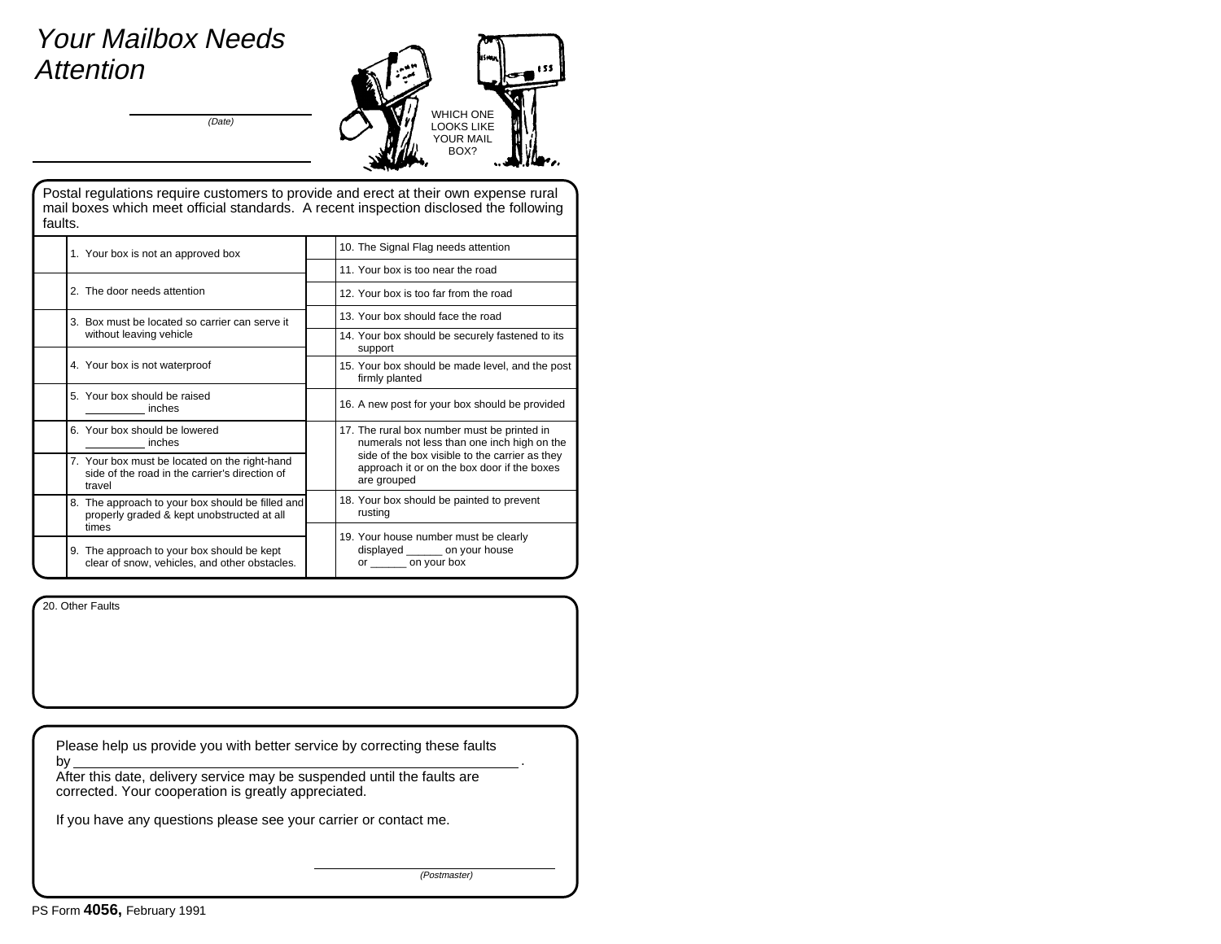# *Your Mailbox Needs Attention*

______________________
*(Date)*

______________________

WHICH ONE LOOKS LIKE YOUR MAIL BOX?

Postal regulations require customers to provide and erect at their own expense rural mail boxes which meet official standards. A recent inspection disclosed the following faults.

| | | | |
|---|---|---|---|
| | 1. Your box is not an approved box | | 10. The Signal Flag needs attention |
| | | | 11. Your box is too near the road |
| | 2. The door needs attention | | 12. Your box is too far from the road |
| | 3. Box must be located so carrier can serve it without leaving vehicle | | 13. Your box should face the road |
| | | | 14. Your box should be securely fastened to its support |
| | 4. Your box is not waterproof | | 15. Your box should be made level, and the post firmly planted |
| | 5. Your box should be raised _________ inches | | 16. A new post for your box should be provided |
| | 6. Your box should be lowered _________ inches | | 17. The rural box number must be printed in numerals not less than one inch high on the side of the box visible to the carrier as they approach it or on the box door if the boxes are grouped |
| | 7. Your box must be located on the right-hand side of the road in the carrier's direction of travel | | |
| | 8. The approach to your box should be filled and properly graded & kept unobstructed at all times | | 18. Your box should be painted to prevent rusting |
| | 9. The approach to your box should be kept clear of snow, vehicles, and other obstacles. | | 19. Your house number must be clearly displayed ______ on your house or ______ on your box |

20. Other Faults

Please help us provide you with better service by correcting these faults by ______________________________________________.
After this date, delivery service may be suspended until the faults are corrected. Your cooperation is greatly appreciated.

If you have any questions please see your carrier or contact me.

______________________
*(Postmaster)*

PS Form **4056,** February 1991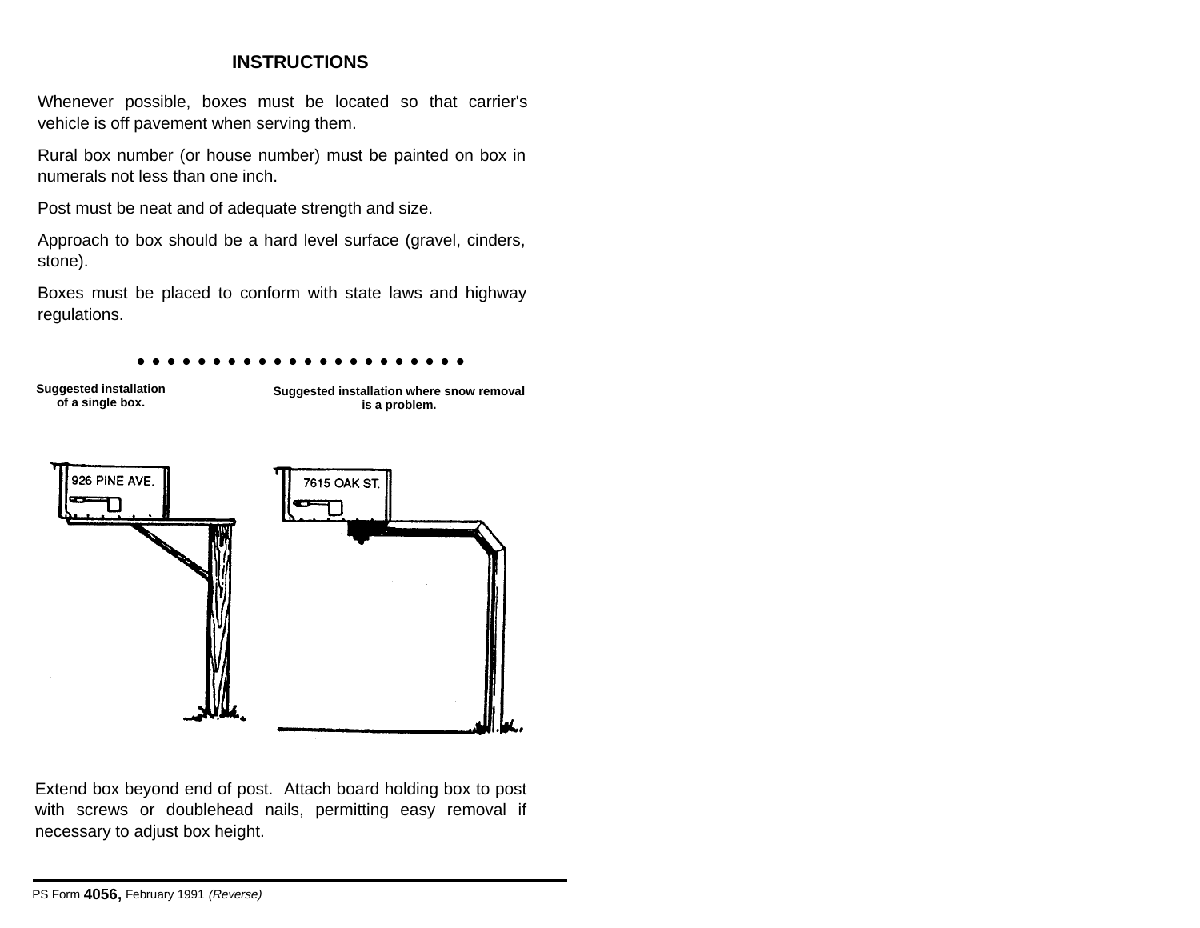## INSTRUCTIONS

Whenever possible, boxes must be located so that carrier's vehicle is off pavement when serving them.

Rural box number (or house number) must be painted on box in numerals not less than one inch.

Post must be neat and of adequate strength and size.

Approach to box should be a hard level surface (gravel, cinders, stone).

Boxes must be placed to conform with state laws and highway regulations.

• • • • • • • • • • • • • • • • • • • • • •

**Suggested installation of a single box.**

926 PINE AVE.

**Suggested installation where snow removal is a problem.**

7615 OAK ST.

Extend box beyond end of post. Attach board holding box to post with screws or doublehead nails, permitting easy removal if necessary to adjust box height.

PS Form **4056,** February 1991 *(Reverse)*